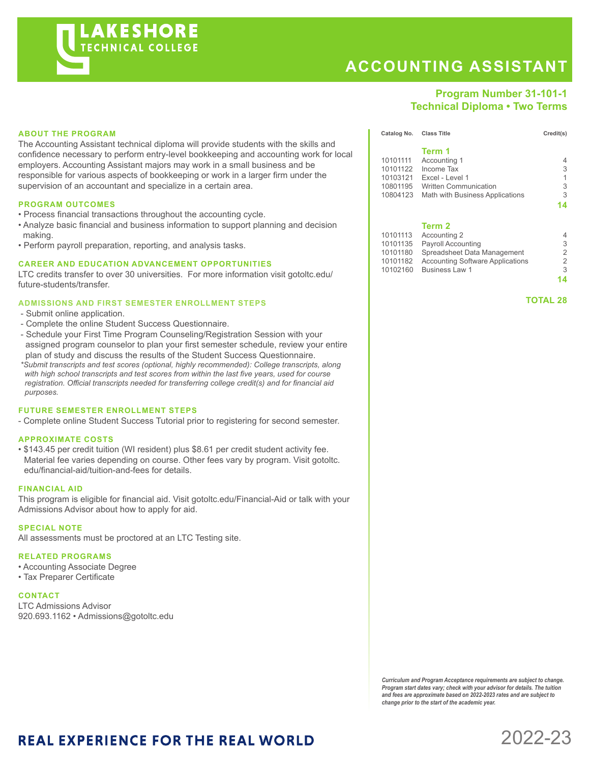# LAKESHORE TECHNICAL COLLEGE

# ACCOUNTING ASSISTANT

**Program Number 31-101-1**
**Technical Diploma • Two Terms**

## ABOUT THE PROGRAM

The Accounting Assistant technical diploma will provide students with the skills and confidence necessary to perform entry-level bookkeeping and accounting work for local employers. Accounting Assistant majors may work in a small business and be responsible for various aspects of bookkeeping or work in a larger firm under the supervision of an accountant and specialize in a certain area.

## PROGRAM OUTCOMES

- Process financial transactions throughout the accounting cycle.
- Analyze basic financial and business information to support planning and decision making.
- Perform payroll preparation, reporting, and analysis tasks.

## CAREER AND EDUCATION ADVANCEMENT OPPORTUNITIES

LTC credits transfer to over 30 universities. For more information visit gotoltc.edu/future-students/transfer.

## ADMISSIONS AND FIRST SEMESTER ENROLLMENT STEPS

- Submit online application.
- Complete the online Student Success Questionnaire.
- Schedule your First Time Program Counseling/Registration Session with your assigned program counselor to plan your first semester schedule, review your entire plan of study and discuss the results of the Student Success Questionnaire.

*\*Submit transcripts and test scores (optional, highly recommended): College transcripts, along with high school transcripts and test scores from within the last five years, used for course registration. Official transcripts needed for transferring college credit(s) and for financial aid purposes.*

## FUTURE SEMESTER ENROLLMENT STEPS

- Complete online Student Success Tutorial prior to registering for second semester.

## APPROXIMATE COSTS

- $143.45 per credit tuition (WI resident) plus $8.61 per credit student activity fee. Material fee varies depending on course. Other fees vary by program. Visit gotoltc.edu/financial-aid/tuition-and-fees for details.

## FINANCIAL AID

This program is eligible for financial aid. Visit gotoltc.edu/Financial-Aid or talk with your Admissions Advisor about how to apply for aid.

## SPECIAL NOTE

All assessments must be proctored at an LTC Testing site.

## RELATED PROGRAMS

- Accounting Associate Degree
- Tax Preparer Certificate

## CONTACT

LTC Admissions Advisor
920.693.1162 • Admissions@gotoltc.edu

| Catalog No. | Class Title | Credit(s) |
|---|---|---|
| | **Term 1** | |
| 10101111 | Accounting 1 | 4 |
| 10101122 | Income Tax | 3 |
| 10103121 | Excel - Level 1 | 1 |
| 10801195 | Written Communication | 3 |
| 10804123 | Math with Business Applications | 3 |
| | | **14** |
| | **Term 2** | |
| 10101113 | Accounting 2 | 4 |
| 10101135 | Payroll Accounting | 3 |
| 10101180 | Spreadsheet Data Management | 2 |
| 10101182 | Accounting Software Applications | 2 |
| 10102160 | Business Law 1 | 3 |
| | | **14** |
| | | **TOTAL 28** |

***Curriculum and Program Acceptance requirements are subject to change. Program start dates vary; check with your advisor for details. The tuition and fees are approximate based on 2022-2023 rates and are subject to change prior to the start of the academic year.***

**REAL EXPERIENCE FOR THE REAL WORLD**

2022-23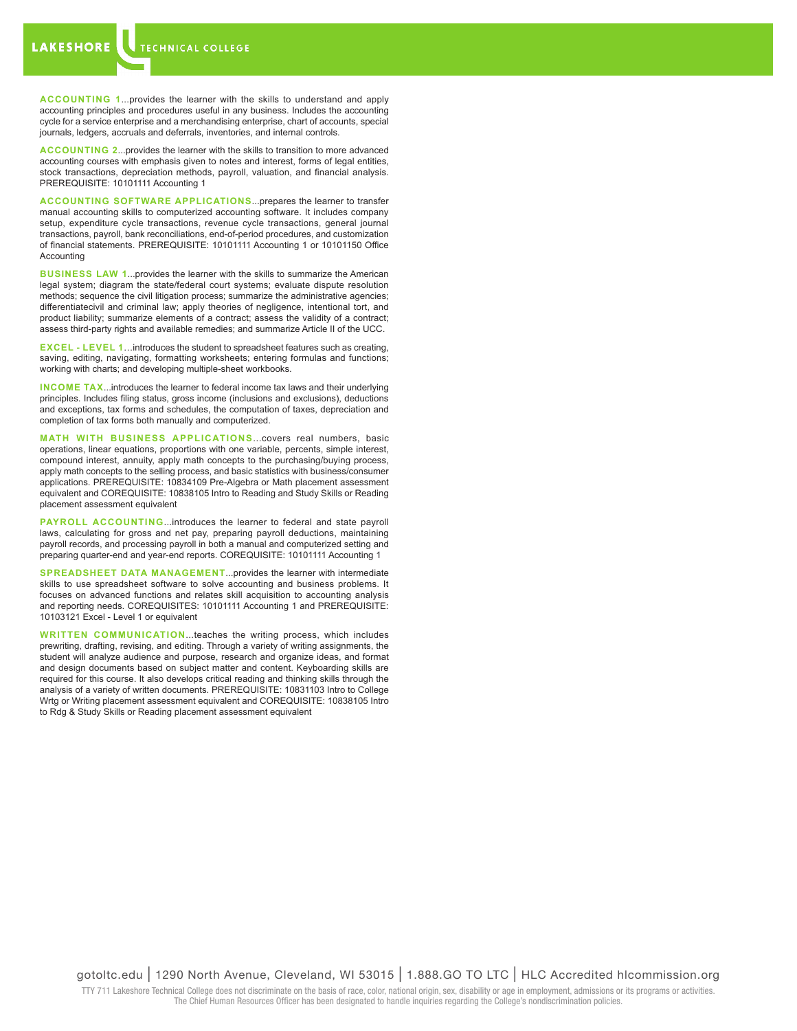**ACCOUNTING 1**...provides the learner with the skills to understand and apply accounting principles and procedures useful in any business. Includes the accounting cycle for a service enterprise and a merchandising enterprise, chart of accounts, special journals, ledgers, accruals and deferrals, inventories, and internal controls.

**ACCOUNTING 2**...provides the learner with the skills to transition to more advanced accounting courses with emphasis given to notes and interest, forms of legal entities, stock transactions, depreciation methods, payroll, valuation, and financial analysis. PREREQUISITE: 10101111 Accounting 1

**ACCOUNTING SOFTWARE APPLICATIONS**...prepares the learner to transfer manual accounting skills to computerized accounting software. It includes company setup, expenditure cycle transactions, revenue cycle transactions, general journal transactions, payroll, bank reconciliations, end-of-period procedures, and customization of financial statements. PREREQUISITE: 10101111 Accounting 1 or 10101150 Office Accounting

**BUSINESS LAW 1**...provides the learner with the skills to summarize the American legal system; diagram the state/federal court systems; evaluate dispute resolution methods; sequence the civil litigation process; summarize the administrative agencies; differentiatecivil and criminal law; apply theories of negligence, intentional tort, and product liability; summarize elements of a contract; assess the validity of a contract; assess third-party rights and available remedies; and summarize Article II of the UCC.

**EXCEL - LEVEL 1**…introduces the student to spreadsheet features such as creating, saving, editing, navigating, formatting worksheets; entering formulas and functions; working with charts; and developing multiple-sheet workbooks.

**INCOME TAX**...introduces the learner to federal income tax laws and their underlying principles. Includes filing status, gross income (inclusions and exclusions), deductions and exceptions, tax forms and schedules, the computation of taxes, depreciation and completion of tax forms both manually and computerized.

**MATH WITH BUSINESS APPLICATIONS**...covers real numbers, basic operations, linear equations, proportions with one variable, percents, simple interest, compound interest, annuity, apply math concepts to the purchasing/buying process, apply math concepts to the selling process, and basic statistics with business/consumer applications. PREREQUISITE: 10834109 Pre-Algebra or Math placement assessment equivalent and COREQUISITE: 10838105 Intro to Reading and Study Skills or Reading placement assessment equivalent

**PAYROLL ACCOUNTING**...introduces the learner to federal and state payroll laws, calculating for gross and net pay, preparing payroll deductions, maintaining payroll records, and processing payroll in both a manual and computerized setting and preparing quarter-end and year-end reports. COREQUISITE: 10101111 Accounting 1

**SPREADSHEET DATA MANAGEMENT**...provides the learner with intermediate skills to use spreadsheet software to solve accounting and business problems. It focuses on advanced functions and relates skill acquisition to accounting analysis and reporting needs. COREQUISITES: 10101111 Accounting 1 and PREREQUISITE: 10103121 Excel - Level 1 or equivalent

**WRITTEN COMMUNICATION**...teaches the writing process, which includes prewriting, drafting, revising, and editing. Through a variety of writing assignments, the student will analyze audience and purpose, research and organize ideas, and format and design documents based on subject matter and content. Keyboarding skills are required for this course. It also develops critical reading and thinking skills through the analysis of a variety of written documents. PREREQUISITE: 10831103 Intro to College Wrtg or Writing placement assessment equivalent and COREQUISITE: 10838105 Intro to Rdg & Study Skills or Reading placement assessment equivalent

gotoltc.edu | 1290 North Avenue, Cleveland, WI 53015 | 1.888.GO TO LTC | HLC Accredited hlcommission.org

TTY 711 Lakeshore Technical College does not discriminate on the basis of race, color, national origin, sex, disability or age in employment, admissions or its programs or activities. The Chief Human Resources Officer has been designated to handle inquiries regarding the College's nondiscrimination policies.